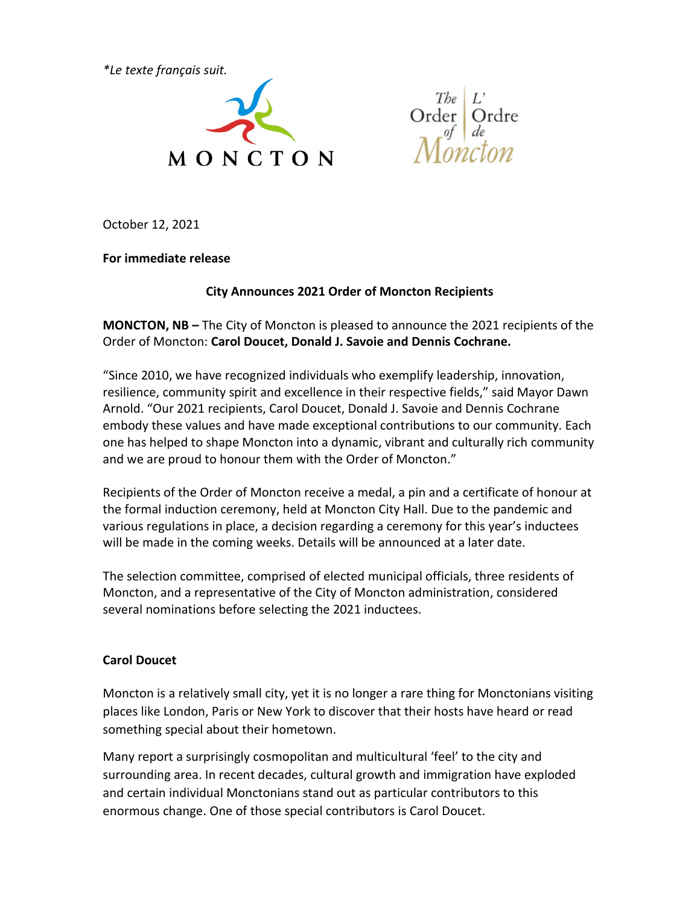*\*Le texte français suit.*

MONCTON

The Order of Moncton | L'Ordre de Moncton

October 12, 2021

**For immediate release**

**City Announces 2021 Order of Moncton Recipients**

**MONCTON, NB –** The City of Moncton is pleased to announce the 2021 recipients of the Order of Moncton: **Carol Doucet, Donald J. Savoie and Dennis Cochrane.**

"Since 2010, we have recognized individuals who exemplify leadership, innovation, resilience, community spirit and excellence in their respective fields," said Mayor Dawn Arnold. "Our 2021 recipients, Carol Doucet, Donald J. Savoie and Dennis Cochrane embody these values and have made exceptional contributions to our community. Each one has helped to shape Moncton into a dynamic, vibrant and culturally rich community and we are proud to honour them with the Order of Moncton."

Recipients of the Order of Moncton receive a medal, a pin and a certificate of honour at the formal induction ceremony, held at Moncton City Hall. Due to the pandemic and various regulations in place, a decision regarding a ceremony for this year's inductees will be made in the coming weeks. Details will be announced at a later date.

The selection committee, comprised of elected municipal officials, three residents of Moncton, and a representative of the City of Moncton administration, considered several nominations before selecting the 2021 inductees.

**Carol Doucet**

Moncton is a relatively small city, yet it is no longer a rare thing for Monctonians visiting places like London, Paris or New York to discover that their hosts have heard or read something special about their hometown.

Many report a surprisingly cosmopolitan and multicultural 'feel' to the city and surrounding area. In recent decades, cultural growth and immigration have exploded and certain individual Monctonians stand out as particular contributors to this enormous change. One of those special contributors is Carol Doucet.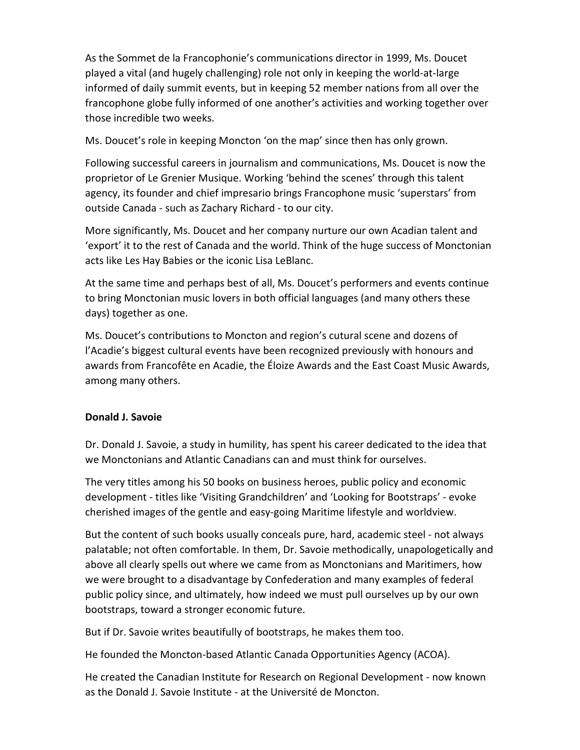As the Sommet de la Francophonie's communications director in 1999, Ms. Doucet played a vital (and hugely challenging) role not only in keeping the world-at-large informed of daily summit events, but in keeping 52 member nations from all over the francophone globe fully informed of one another's activities and working together over those incredible two weeks.

Ms. Doucet's role in keeping Moncton 'on the map' since then has only grown.

Following successful careers in journalism and communications, Ms. Doucet is now the proprietor of Le Grenier Musique. Working 'behind the scenes' through this talent agency, its founder and chief impresario brings Francophone music 'superstars' from outside Canada - such as Zachary Richard - to our city.

More significantly, Ms. Doucet and her company nurture our own Acadian talent and 'export' it to the rest of Canada and the world. Think of the huge success of Monctonian acts like Les Hay Babies or the iconic Lisa LeBlanc.

At the same time and perhaps best of all, Ms. Doucet's performers and events continue to bring Monctonian music lovers in both official languages (and many others these days) together as one.

Ms. Doucet's contributions to Moncton and region's cutural scene and dozens of l'Acadie's biggest cultural events have been recognized previously with honours and awards from Francofête en Acadie, the Éloize Awards and the East Coast Music Awards, among many others.

**Donald J. Savoie**

Dr. Donald J. Savoie, a study in humility, has spent his career dedicated to the idea that we Monctonians and Atlantic Canadians can and must think for ourselves.

The very titles among his 50 books on business heroes, public policy and economic development - titles like 'Visiting Grandchildren' and 'Looking for Bootstraps' - evoke cherished images of the gentle and easy-going Maritime lifestyle and worldview.

But the content of such books usually conceals pure, hard, academic steel - not always palatable; not often comfortable. In them, Dr. Savoie methodically, unapologetically and above all clearly spells out where we came from as Monctonians and Maritimers, how we were brought to a disadvantage by Confederation and many examples of federal public policy since, and ultimately, how indeed we must pull ourselves up by our own bootstraps, toward a stronger economic future.

But if Dr. Savoie writes beautifully of bootstraps, he makes them too.

He founded the Moncton-based Atlantic Canada Opportunities Agency (ACOA).

He created the Canadian Institute for Research on Regional Development - now known as the Donald J. Savoie Institute - at the Université de Moncton.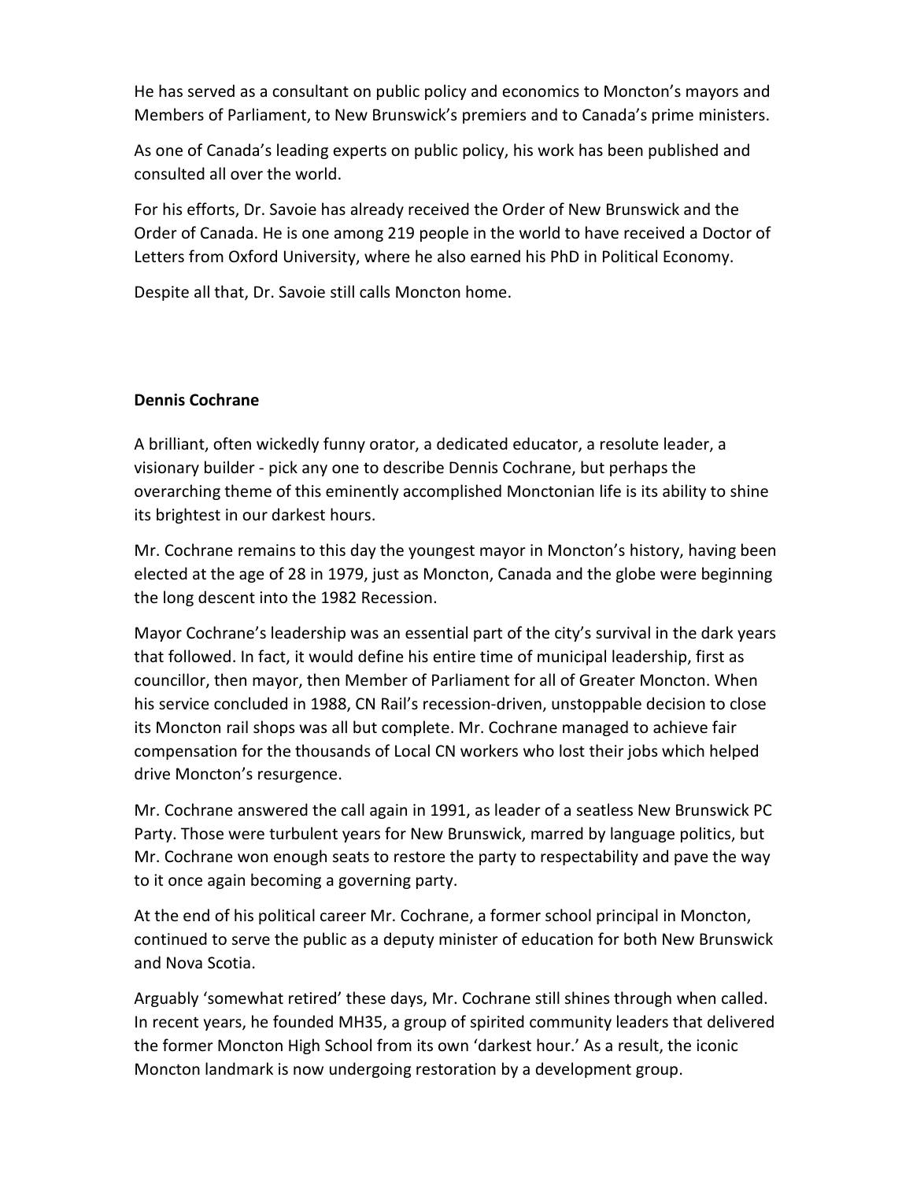He has served as a consultant on public policy and economics to Moncton's mayors and Members of Parliament, to New Brunswick's premiers and to Canada's prime ministers.

As one of Canada's leading experts on public policy, his work has been published and consulted all over the world.

For his efforts, Dr. Savoie has already received the Order of New Brunswick and the Order of Canada. He is one among 219 people in the world to have received a Doctor of Letters from Oxford University, where he also earned his PhD in Political Economy.

Despite all that, Dr. Savoie still calls Moncton home.

**Dennis Cochrane**

A brilliant, often wickedly funny orator, a dedicated educator, a resolute leader, a visionary builder - pick any one to describe Dennis Cochrane, but perhaps the overarching theme of this eminently accomplished Monctonian life is its ability to shine its brightest in our darkest hours.

Mr. Cochrane remains to this day the youngest mayor in Moncton's history, having been elected at the age of 28 in 1979, just as Moncton, Canada and the globe were beginning the long descent into the 1982 Recession.

Mayor Cochrane's leadership was an essential part of the city's survival in the dark years that followed. In fact, it would define his entire time of municipal leadership, first as councillor, then mayor, then Member of Parliament for all of Greater Moncton. When his service concluded in 1988, CN Rail's recession-driven, unstoppable decision to close its Moncton rail shops was all but complete. Mr. Cochrane managed to achieve fair compensation for the thousands of Local CN workers who lost their jobs which helped drive Moncton's resurgence.

Mr. Cochrane answered the call again in 1991, as leader of a seatless New Brunswick PC Party. Those were turbulent years for New Brunswick, marred by language politics, but Mr. Cochrane won enough seats to restore the party to respectability and pave the way to it once again becoming a governing party.

At the end of his political career Mr. Cochrane, a former school principal in Moncton, continued to serve the public as a deputy minister of education for both New Brunswick and Nova Scotia.

Arguably 'somewhat retired' these days, Mr. Cochrane still shines through when called. In recent years, he founded MH35, a group of spirited community leaders that delivered the former Moncton High School from its own 'darkest hour.' As a result, the iconic Moncton landmark is now undergoing restoration by a development group.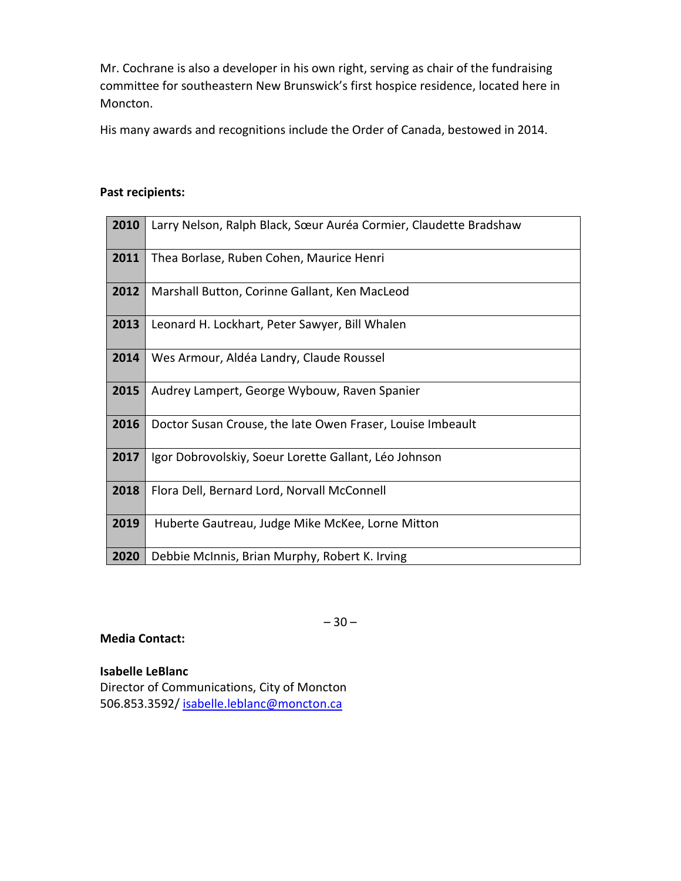Mr. Cochrane is also a developer in his own right, serving as chair of the fundraising committee for southeastern New Brunswick's first hospice residence, located here in Moncton.

His many awards and recognitions include the Order of Canada, bestowed in 2014.

**Past recipients:**

| Year | Recipients |
|---|---|
| **2010** | Larry Nelson, Ralph Black, Sœur Auréa Cormier, Claudette Bradshaw |
| **2011** | Thea Borlase, Ruben Cohen, Maurice Henri |
| **2012** | Marshall Button, Corinne Gallant, Ken MacLeod |
| **2013** | Leonard H. Lockhart, Peter Sawyer, Bill Whalen |
| **2014** | Wes Armour, Aldéa Landry, Claude Roussel |
| **2015** | Audrey Lampert, George Wybouw, Raven Spanier |
| **2016** | Doctor Susan Crouse, the late Owen Fraser, Louise Imbeault |
| **2017** | Igor Dobrovolskiy, Soeur Lorette Gallant, Léo Johnson |
| **2018** | Flora Dell, Bernard Lord, Norvall McConnell |
| **2019** | Huberte Gautreau, Judge Mike McKee, Lorne Mitton |
| **2020** | Debbie McInnis, Brian Murphy, Robert K. Irving |

– 30 –

**Media Contact:**

**Isabelle LeBlanc**
Director of Communications, City of Moncton
506.853.3592/ isabelle.leblanc@moncton.ca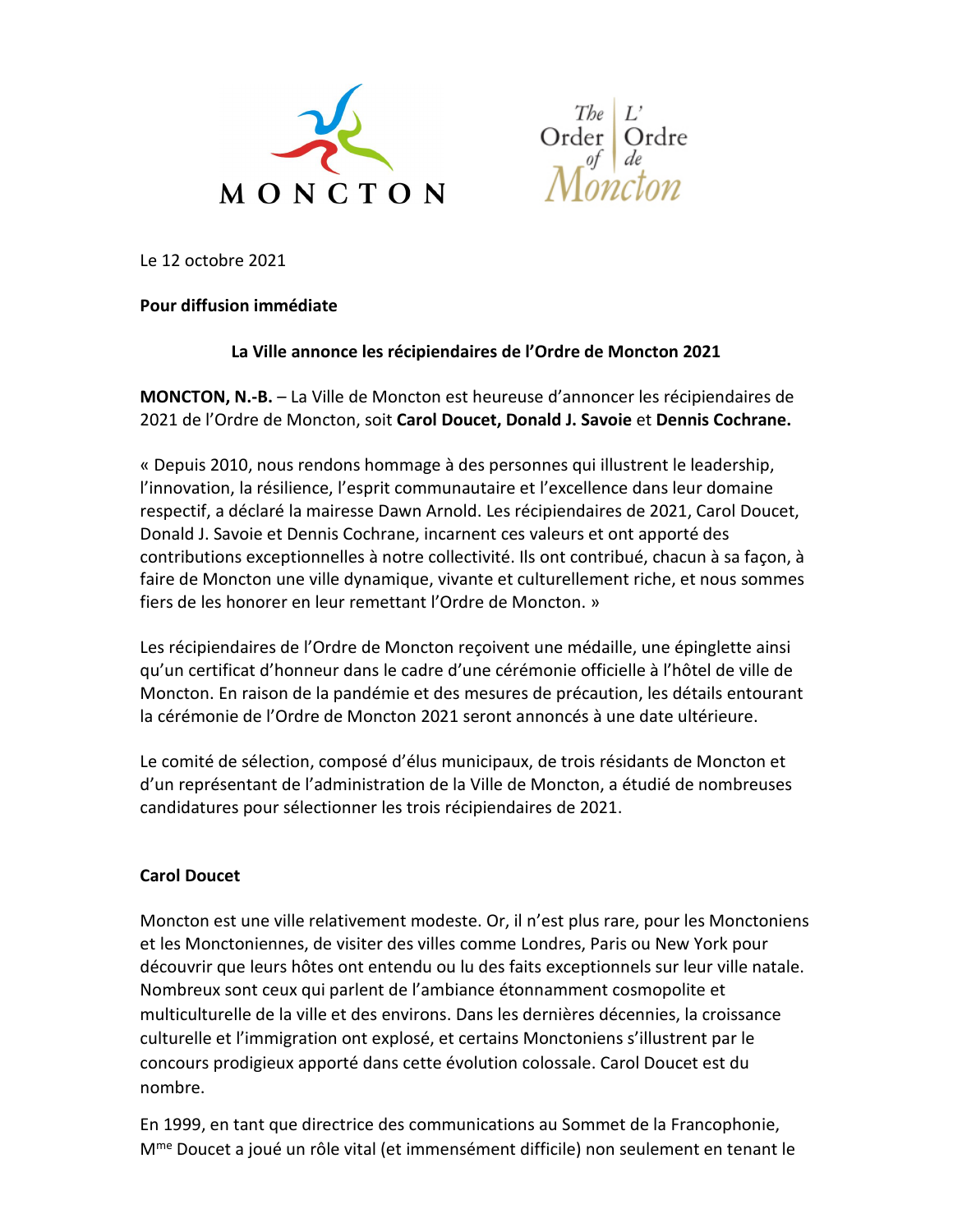Le 12 octobre 2021

**Pour diffusion immédiate**

**La Ville annonce les récipiendaires de l'Ordre de Moncton 2021**

**MONCTON, N.-B.** – La Ville de Moncton est heureuse d'annoncer les récipiendaires de 2021 de l'Ordre de Moncton, soit **Carol Doucet, Donald J. Savoie** et **Dennis Cochrane.**

« Depuis 2010, nous rendons hommage à des personnes qui illustrent le leadership, l'innovation, la résilience, l'esprit communautaire et l'excellence dans leur domaine respectif, a déclaré la mairesse Dawn Arnold. Les récipiendaires de 2021, Carol Doucet, Donald J. Savoie et Dennis Cochrane, incarnent ces valeurs et ont apporté des contributions exceptionnelles à notre collectivité. Ils ont contribué, chacun à sa façon, à faire de Moncton une ville dynamique, vivante et culturellement riche, et nous sommes fiers de les honorer en leur remettant l'Ordre de Moncton. »

Les récipiendaires de l'Ordre de Moncton reçoivent une médaille, une épinglette ainsi qu'un certificat d'honneur dans le cadre d'une cérémonie officielle à l'hôtel de ville de Moncton. En raison de la pandémie et des mesures de précaution, les détails entourant la cérémonie de l'Ordre de Moncton 2021 seront annoncés à une date ultérieure.

Le comité de sélection, composé d'élus municipaux, de trois résidants de Moncton et d'un représentant de l'administration de la Ville de Moncton, a étudié de nombreuses candidatures pour sélectionner les trois récipiendaires de 2021.

**Carol Doucet**

Moncton est une ville relativement modeste. Or, il n'est plus rare, pour les Monctoniens et les Monctoniennes, de visiter des villes comme Londres, Paris ou New York pour découvrir que leurs hôtes ont entendu ou lu des faits exceptionnels sur leur ville natale. Nombreux sont ceux qui parlent de l'ambiance étonnamment cosmopolite et multiculturelle de la ville et des environs. Dans les dernières décennies, la croissance culturelle et l'immigration ont explosé, et certains Monctoniens s'illustrent par le concours prodigieux apporté dans cette évolution colossale. Carol Doucet est du nombre.

En 1999, en tant que directrice des communications au Sommet de la Francophonie, Mme Doucet a joué un rôle vital (et immensément difficile) non seulement en tenant le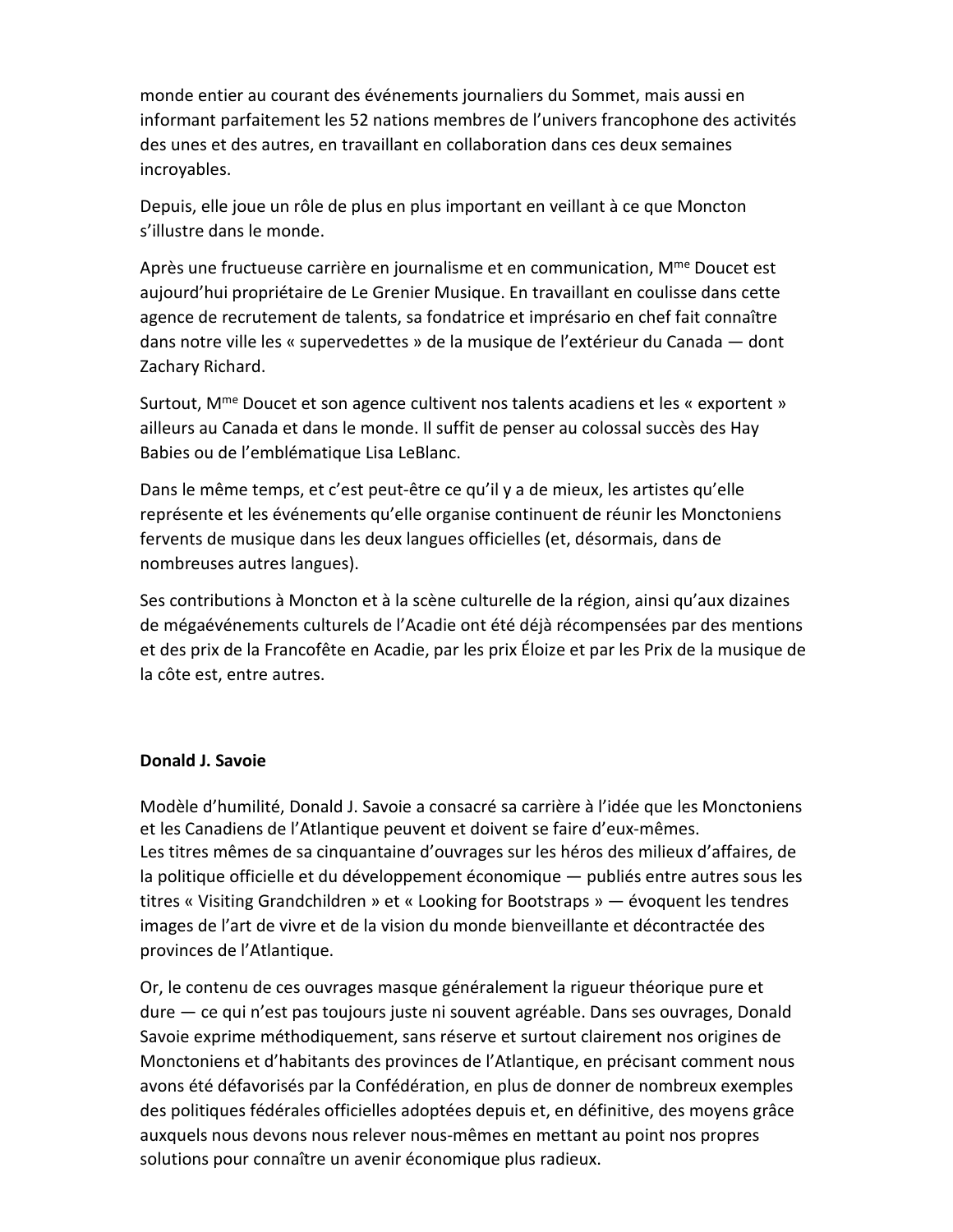monde entier au courant des événements journaliers du Sommet, mais aussi en informant parfaitement les 52 nations membres de l'univers francophone des activités des unes et des autres, en travaillant en collaboration dans ces deux semaines incroyables.

Depuis, elle joue un rôle de plus en plus important en veillant à ce que Moncton s'illustre dans le monde.

Après une fructueuse carrière en journalisme et en communication, Mme Doucet est aujourd'hui propriétaire de Le Grenier Musique. En travaillant en coulisse dans cette agence de recrutement de talents, sa fondatrice et imprésario en chef fait connaître dans notre ville les « supervedettes » de la musique de l'extérieur du Canada — dont Zachary Richard.

Surtout, Mme Doucet et son agence cultivent nos talents acadiens et les « exportent » ailleurs au Canada et dans le monde. Il suffit de penser au colossal succès des Hay Babies ou de l'emblématique Lisa LeBlanc.

Dans le même temps, et c'est peut-être ce qu'il y a de mieux, les artistes qu'elle représente et les événements qu'elle organise continuent de réunir les Monctoniens fervents de musique dans les deux langues officielles (et, désormais, dans de nombreuses autres langues).

Ses contributions à Moncton et à la scène culturelle de la région, ainsi qu'aux dizaines de mégaévénements culturels de l'Acadie ont été déjà récompensées par des mentions et des prix de la Francofête en Acadie, par les prix Éloize et par les Prix de la musique de la côte est, entre autres.

**Donald J. Savoie**

Modèle d'humilité, Donald J. Savoie a consacré sa carrière à l'idée que les Monctoniens et les Canadiens de l'Atlantique peuvent et doivent se faire d'eux-mêmes.
Les titres mêmes de sa cinquantaine d'ouvrages sur les héros des milieux d'affaires, de la politique officielle et du développement économique — publiés entre autres sous les titres « Visiting Grandchildren » et « Looking for Bootstraps » — évoquent les tendres images de l'art de vivre et de la vision du monde bienveillante et décontractée des provinces de l'Atlantique.

Or, le contenu de ces ouvrages masque généralement la rigueur théorique pure et dure — ce qui n'est pas toujours juste ni souvent agréable. Dans ses ouvrages, Donald Savoie exprime méthodiquement, sans réserve et surtout clairement nos origines de Monctoniens et d'habitants des provinces de l'Atlantique, en précisant comment nous avons été défavorisés par la Confédération, en plus de donner de nombreux exemples des politiques fédérales officielles adoptées depuis et, en définitive, des moyens grâce auxquels nous devons nous relever nous-mêmes en mettant au point nos propres solutions pour connaître un avenir économique plus radieux.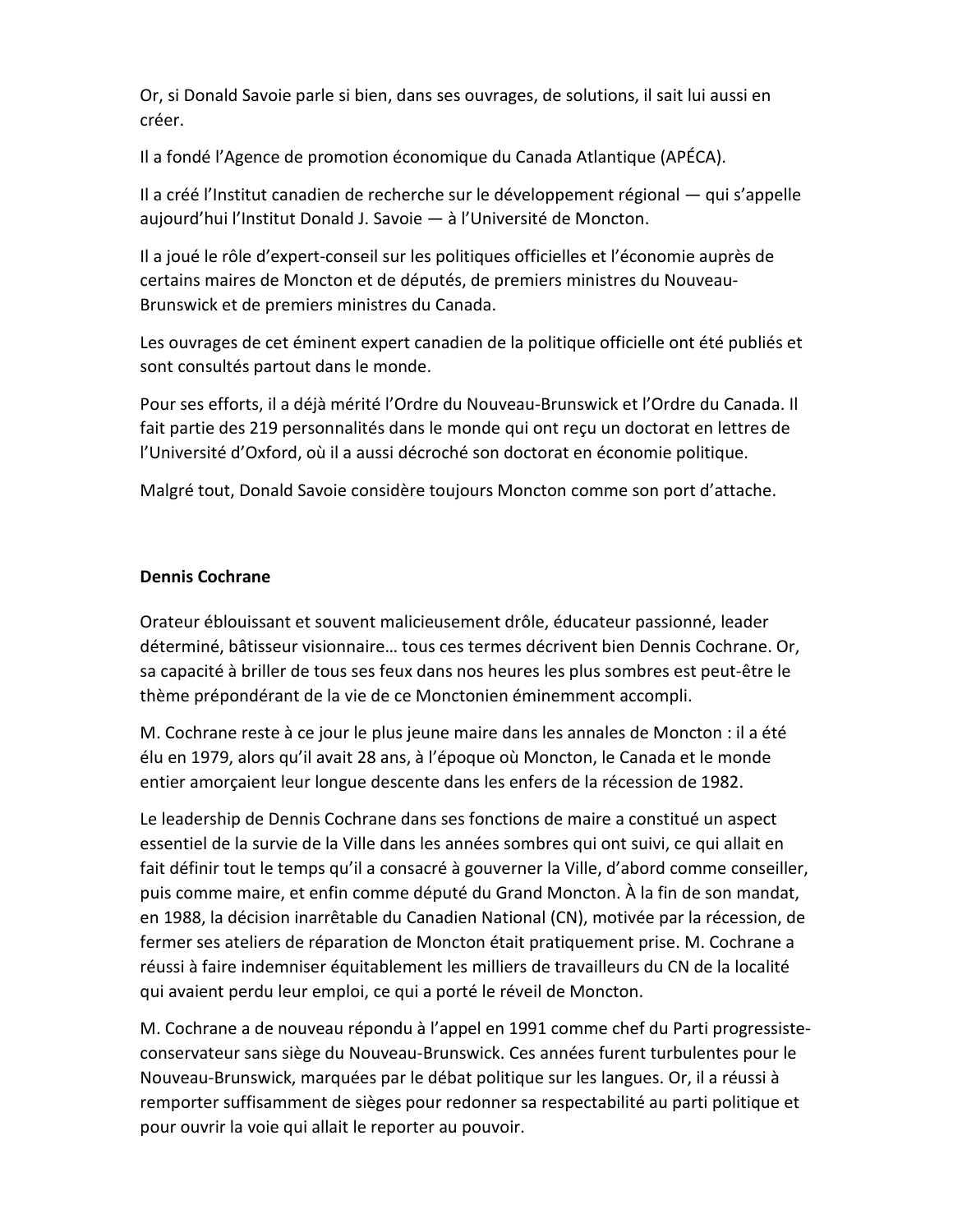Or, si Donald Savoie parle si bien, dans ses ouvrages, de solutions, il sait lui aussi en créer.

Il a fondé l'Agence de promotion économique du Canada Atlantique (APÉCA).

Il a créé l'Institut canadien de recherche sur le développement régional — qui s'appelle aujourd'hui l'Institut Donald J. Savoie — à l'Université de Moncton.

Il a joué le rôle d'expert-conseil sur les politiques officielles et l'économie auprès de certains maires de Moncton et de députés, de premiers ministres du Nouveau-Brunswick et de premiers ministres du Canada.

Les ouvrages de cet éminent expert canadien de la politique officielle ont été publiés et sont consultés partout dans le monde.

Pour ses efforts, il a déjà mérité l'Ordre du Nouveau-Brunswick et l'Ordre du Canada. Il fait partie des 219 personnalités dans le monde qui ont reçu un doctorat en lettres de l'Université d'Oxford, où il a aussi décroché son doctorat en économie politique.

Malgré tout, Donald Savoie considère toujours Moncton comme son port d'attache.

**Dennis Cochrane**

Orateur éblouissant et souvent malicieusement drôle, éducateur passionné, leader déterminé, bâtisseur visionnaire… tous ces termes décrivent bien Dennis Cochrane. Or, sa capacité à briller de tous ses feux dans nos heures les plus sombres est peut-être le thème prépondérant de la vie de ce Monctonien éminemment accompli.

M. Cochrane reste à ce jour le plus jeune maire dans les annales de Moncton : il a été élu en 1979, alors qu'il avait 28 ans, à l'époque où Moncton, le Canada et le monde entier amorçaient leur longue descente dans les enfers de la récession de 1982.

Le leadership de Dennis Cochrane dans ses fonctions de maire a constitué un aspect essentiel de la survie de la Ville dans les années sombres qui ont suivi, ce qui allait en fait définir tout le temps qu'il a consacré à gouverner la Ville, d'abord comme conseiller, puis comme maire, et enfin comme député du Grand Moncton. À la fin de son mandat, en 1988, la décision inarrêtable du Canadien National (CN), motivée par la récession, de fermer ses ateliers de réparation de Moncton était pratiquement prise. M. Cochrane a réussi à faire indemniser équitablement les milliers de travailleurs du CN de la localité qui avaient perdu leur emploi, ce qui a porté le réveil de Moncton.

M. Cochrane a de nouveau répondu à l'appel en 1991 comme chef du Parti progressiste-conservateur sans siège du Nouveau-Brunswick. Ces années furent turbulentes pour le Nouveau-Brunswick, marquées par le débat politique sur les langues. Or, il a réussi à remporter suffisamment de sièges pour redonner sa respectabilité au parti politique et pour ouvrir la voie qui allait le reporter au pouvoir.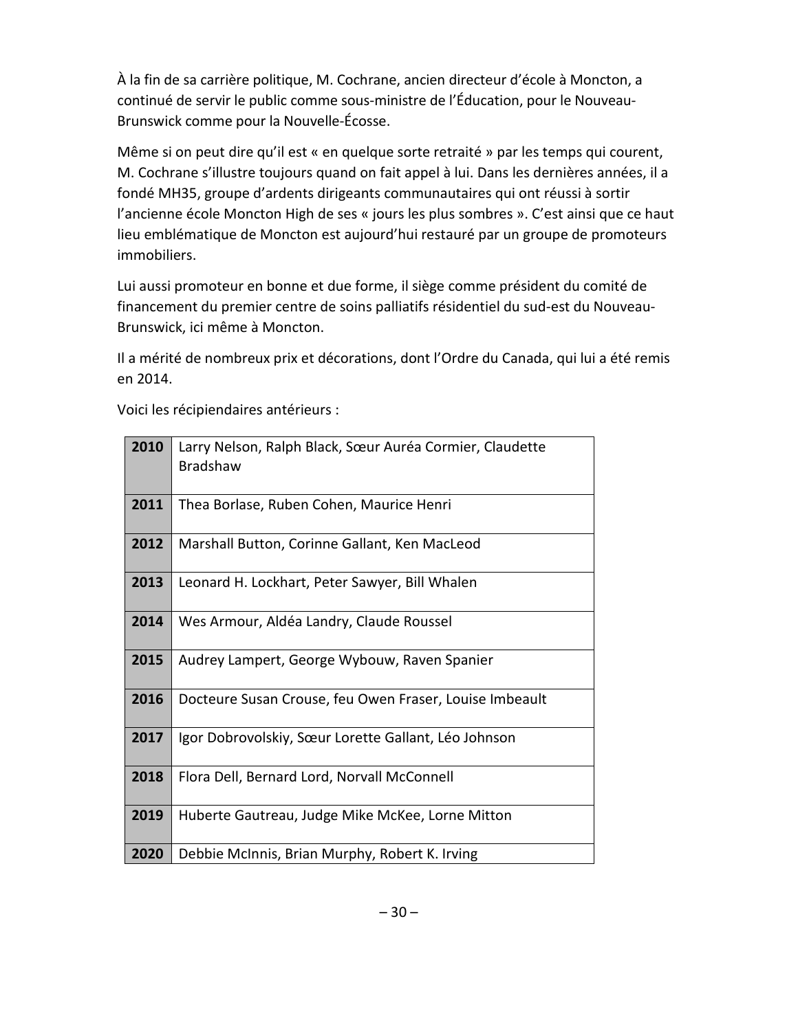À la fin de sa carrière politique, M. Cochrane, ancien directeur d'école à Moncton, a continué de servir le public comme sous-ministre de l'Éducation, pour le Nouveau-Brunswick comme pour la Nouvelle-Écosse.

Même si on peut dire qu'il est « en quelque sorte retraité » par les temps qui courent, M. Cochrane s'illustre toujours quand on fait appel à lui. Dans les dernières années, il a fondé MH35, groupe d'ardents dirigeants communautaires qui ont réussi à sortir l'ancienne école Moncton High de ses « jours les plus sombres ». C'est ainsi que ce haut lieu emblématique de Moncton est aujourd'hui restauré par un groupe de promoteurs immobiliers.

Lui aussi promoteur en bonne et due forme, il siège comme président du comité de financement du premier centre de soins palliatifs résidentiel du sud-est du Nouveau-Brunswick, ici même à Moncton.

Il a mérité de nombreux prix et décorations, dont l'Ordre du Canada, qui lui a été remis en 2014.

Voici les récipiendaires antérieurs :

| | |
|---|---|
| **2010** | Larry Nelson, Ralph Black, Sœur Auréa Cormier, Claudette Bradshaw |
| **2011** | Thea Borlase, Ruben Cohen, Maurice Henri |
| **2012** | Marshall Button, Corinne Gallant, Ken MacLeod |
| **2013** | Leonard H. Lockhart, Peter Sawyer, Bill Whalen |
| **2014** | Wes Armour, Aldéa Landry, Claude Roussel |
| **2015** | Audrey Lampert, George Wybouw, Raven Spanier |
| **2016** | Docteure Susan Crouse, feu Owen Fraser, Louise Imbeault |
| **2017** | Igor Dobrovolskiy, Sœur Lorette Gallant, Léo Johnson |
| **2018** | Flora Dell, Bernard Lord, Norvall McConnell |
| **2019** | Huberte Gautreau, Judge Mike McKee, Lorne Mitton |
| **2020** | Debbie McInnis, Brian Murphy, Robert K. Irving |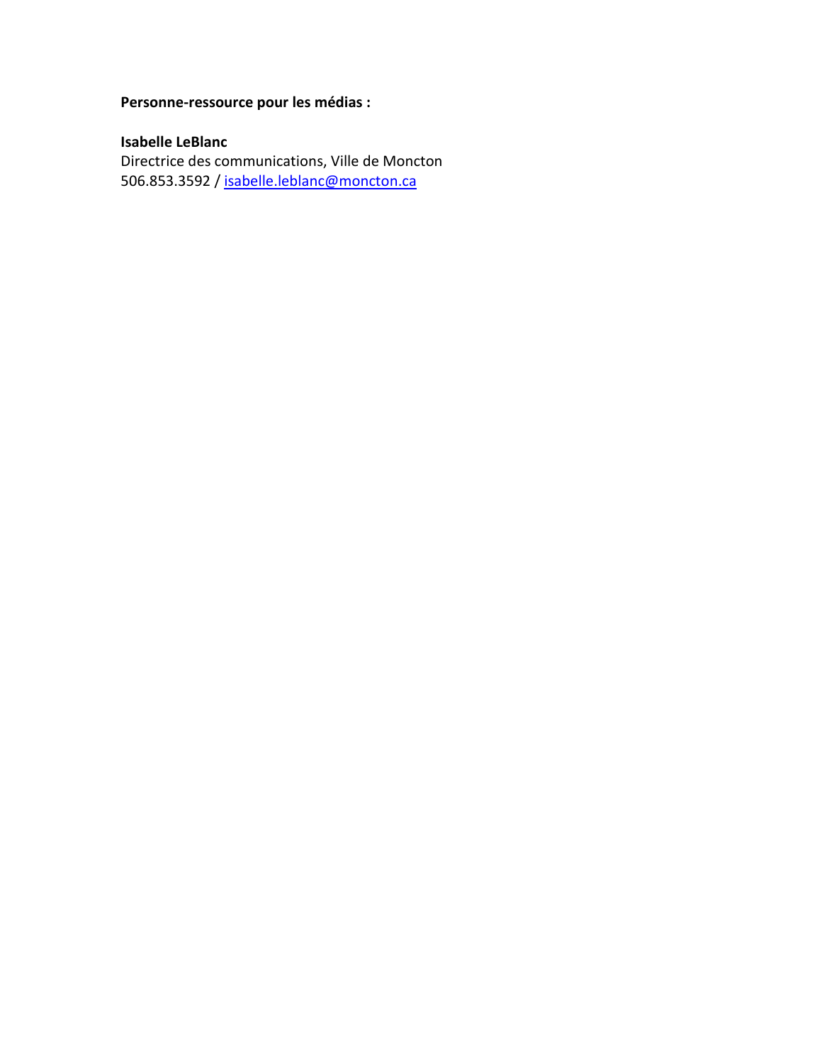**Personne-ressource pour les médias :**

**Isabelle LeBlanc**
Directrice des communications, Ville de Moncton
506.853.3592 / isabelle.leblanc@moncton.ca